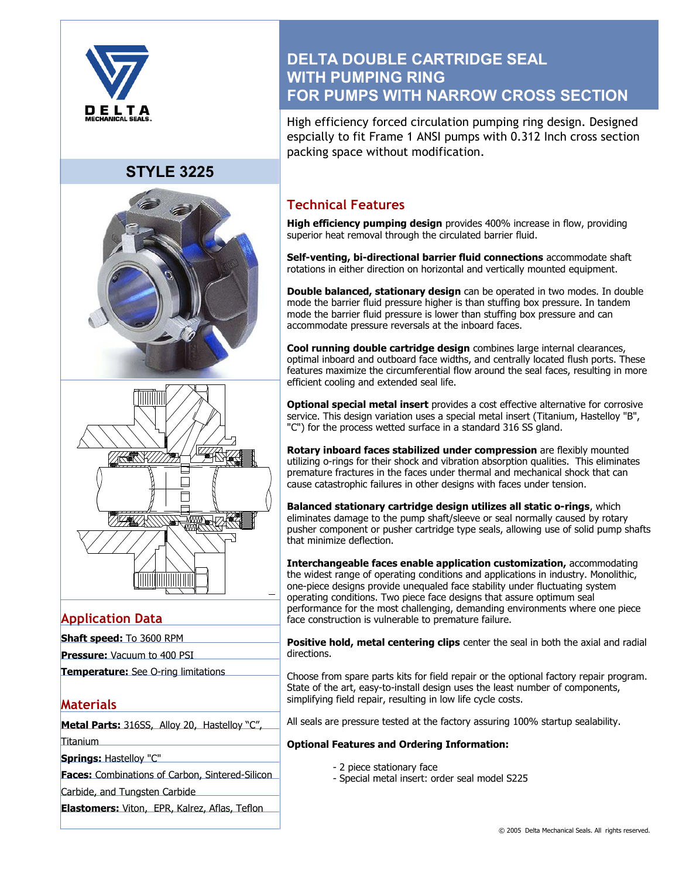# DELTA DOUBLE CARTRIDGE SEAL WITH PUMPING RING FOR PUMPS WITH NARROW CROSS SECTION

DELTA MECHANICAL SEALS.

## STYLE 3225

High efficiency forced circulation pumping ring design. Designed espcially to fit Frame 1 ANSI pumps with 0.312 Inch cross section packing space without modification.

## Application Data

**Shaft speed:** To 3600 RPM

**Pressure:** Vacuum to 400 PSI

**Temperature:** See O-ring limitations

## Materials

**Metal Parts:** 316SS, Alloy 20, Hastelloy "C", Titanium

**Springs:** Hastelloy "C"

**Faces:** Combinations of Carbon, Sintered-Silicon Carbide, and Tungsten Carbide

**Elastomers:** Viton, EPR, Kalrez, Aflas, Teflon

## Technical Features

**High efficiency pumping design** provides 400% increase in flow, providing superior heat removal through the circulated barrier fluid.

**Self-venting, bi-directional barrier fluid connections** accommodate shaft rotations in either direction on horizontal and vertically mounted equipment.

**Double balanced, stationary design** can be operated in two modes. In double mode the barrier fluid pressure higher is than stuffing box pressure. In tandem mode the barrier fluid pressure is lower than stuffing box pressure and can accommodate pressure reversals at the inboard faces.

**Cool running double cartridge design** combines large internal clearances, optimal inboard and outboard face widths, and centrally located flush ports. These features maximize the circumferential flow around the seal faces, resulting in more efficient cooling and extended seal life.

**Optional special metal insert** provides a cost effective alternative for corrosive service. This design variation uses a special metal insert (Titanium, Hastelloy "B", "C") for the process wetted surface in a standard 316 SS gland.

**Rotary inboard faces stabilized under compression** are flexibly mounted utilizing o-rings for their shock and vibration absorption qualities. This eliminates premature fractures in the faces under thermal and mechanical shock that can cause catastrophic failures in other designs with faces under tension.

**Balanced stationary cartridge design utilizes all static o-rings**, which eliminates damage to the pump shaft/sleeve or seal normally caused by rotary pusher component or pusher cartridge type seals, allowing use of solid pump shafts that minimize deflection.

**Interchangeable faces enable application customization,** accommodating the widest range of operating conditions and applications in industry. Monolithic, one-piece designs provide unequaled face stability under fluctuating system operating conditions. Two piece face designs that assure optimum seal performance for the most challenging, demanding environments where one piece face construction is vulnerable to premature failure.

**Positive hold, metal centering clips** center the seal in both the axial and radial directions.

Choose from spare parts kits for field repair or the optional factory repair program. State of the art, easy-to-install design uses the least number of components, simplifying field repair, resulting in low life cycle costs.

All seals are pressure tested at the factory assuring 100% startup sealability.

**Optional Features and Ordering Information:**

- 2 piece stationary face
- Special metal insert: order seal model S225

© 2005 Delta Mechanical Seals. All rights reserved.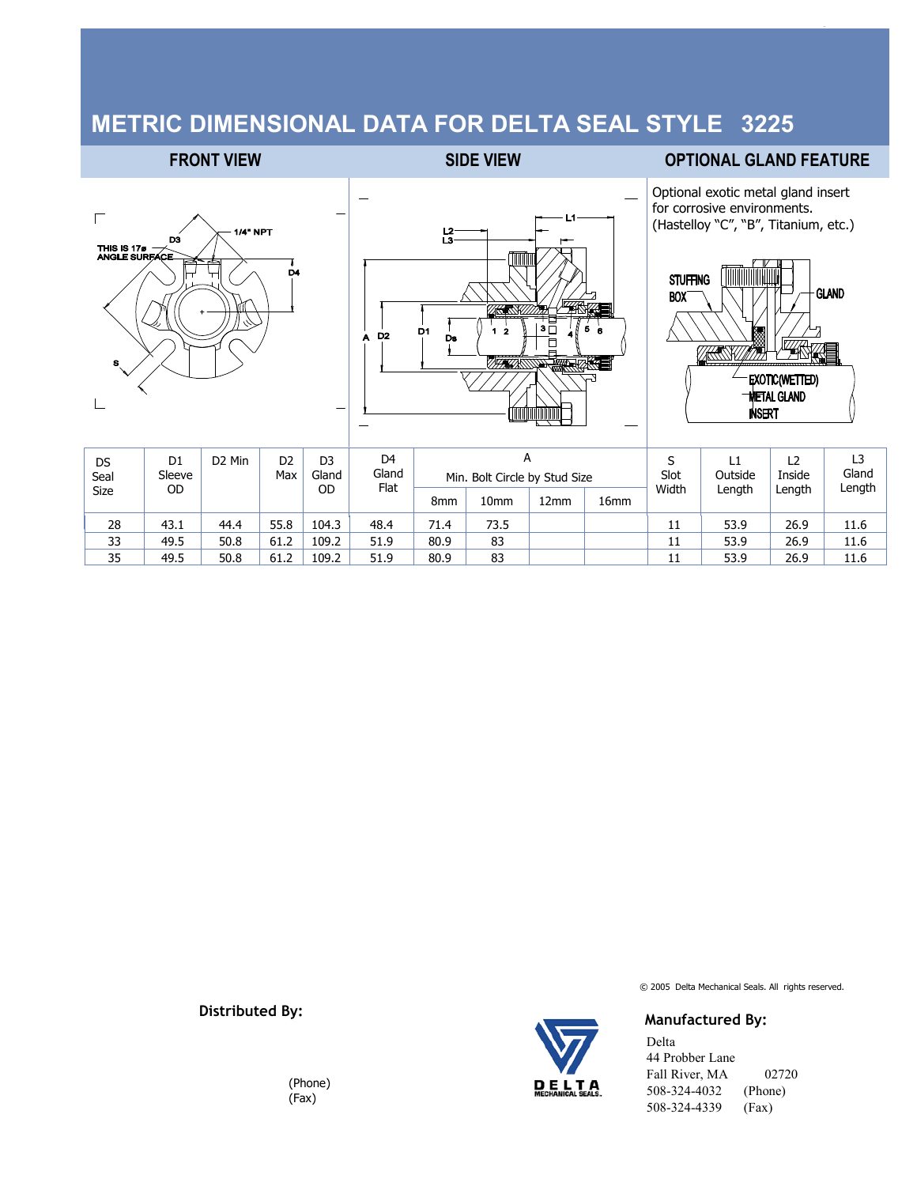# METRIC DIMENSIONAL DATA FOR DELTA SEAL STYLE 3225

**FRONT VIEW** | **SIDE VIEW** | **OPTIONAL GLAND FEATURE**

THIS IS 17ø ANGLE SURFACE
D3
1/4" NPT
D4
S

L2
L3
L1
A
D2
D1
Ds
1 2
3
4
5 6

Optional exotic metal gland insert for corrosive environments. (Hastelloy "C", "B", Titanium, etc.)

STUFFING BOX
GLAND
EXOTIC(WETTED) METAL GLAND INSERT

| DS Seal Size | D1 Sleeve OD | D2 Min | D2 Max | D3 Gland OD | D4 Gland Flat | A Min. Bolt Circle by Stud Size | | | | S Slot Width | L1 Outside Length | L2 Inside Length | L3 Gland Length |
|---|---|---|---|---|---|---|---|---|---|---|---|---|---|
| | | | | | | 8mm | 10mm | 12mm | 16mm | | | | |
| 28 | 43.1 | 44.4 | 55.8 | 104.3 | 48.4 | 71.4 | 73.5 | | | 11 | 53.9 | 26.9 | 11.6 |
| 33 | 49.5 | 50.8 | 61.2 | 109.2 | 51.9 | 80.9 | 83 | | | 11 | 53.9 | 26.9 | 11.6 |
| 35 | 49.5 | 50.8 | 61.2 | 109.2 | 51.9 | 80.9 | 83 | | | 11 | 53.9 | 26.9 | 11.6 |

© 2005 Delta Mechanical Seals. All rights reserved.

**Distributed By:**

(Phone)
(Fax)

DELTA MECHANICAL SEALS.

**Manufactured By:**

Delta
44 Probber Lane
Fall River, MA 02720
508-324-4032 (Phone)
508-324-4339 (Fax)